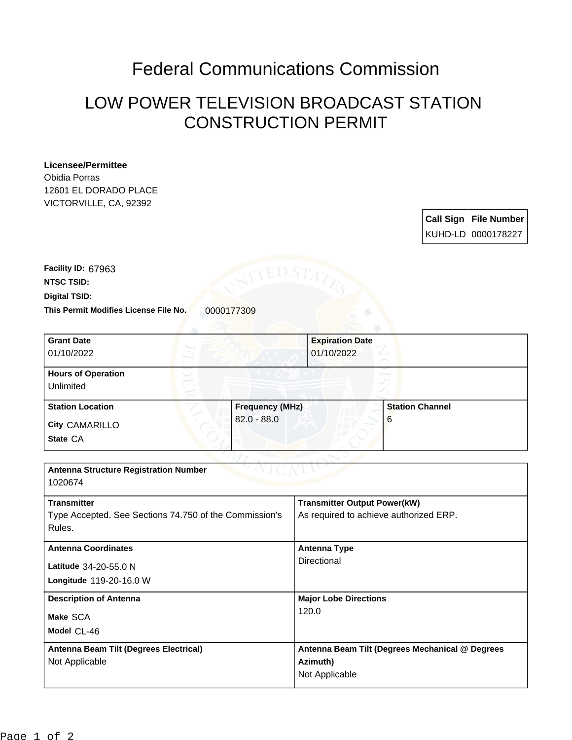# Federal Communications Commission

## LOW POWER TELEVISION BROADCAST STATION CONSTRUCTION PERMIT

**Licensee/Permittee**
Obidia Porras
12601 EL DORADO PLACE
VICTORVILLE, CA, 92392

| Call Sign | File Number |
|---|---|
| KUHD-LD | 0000178227 |

**Facility ID:** 67963
**NTSC TSID:**
**Digital TSID:**
**This Permit Modifies License File No.** 0000177309

| **Grant Date** | **Expiration Date** |
|---|---|
| 01/10/2022 | 01/10/2022 |

**Hours of Operation**
Unlimited

| **Station Location** | **Frequency (MHz)** | **Station Channel** |
|---|---|---|
| City CAMARILLO<br>State CA | 82.0 - 88.0 | 6 |

**Antenna Structure Registration Number**
1020674

| **Transmitter** | **Transmitter Output Power(kW)** |
|---|---|
| Type Accepted. See Sections 74.750 of the Commission's Rules. | As required to achieve authorized ERP. |

| **Antenna Coordinates** | **Antenna Type** |
|---|---|
| Latitude 34-20-55.0 N<br>Longitude 119-20-16.0 W | Directional |

| **Description of Antenna** | **Major Lobe Directions** |
|---|---|
| Make SCA<br>Model CL-46 | 120.0 |

| **Antenna Beam Tilt (Degrees Electrical)** | **Antenna Beam Tilt (Degrees Mechanical @ Degrees Azimuth)** |
|---|---|
| Not Applicable | Not Applicable |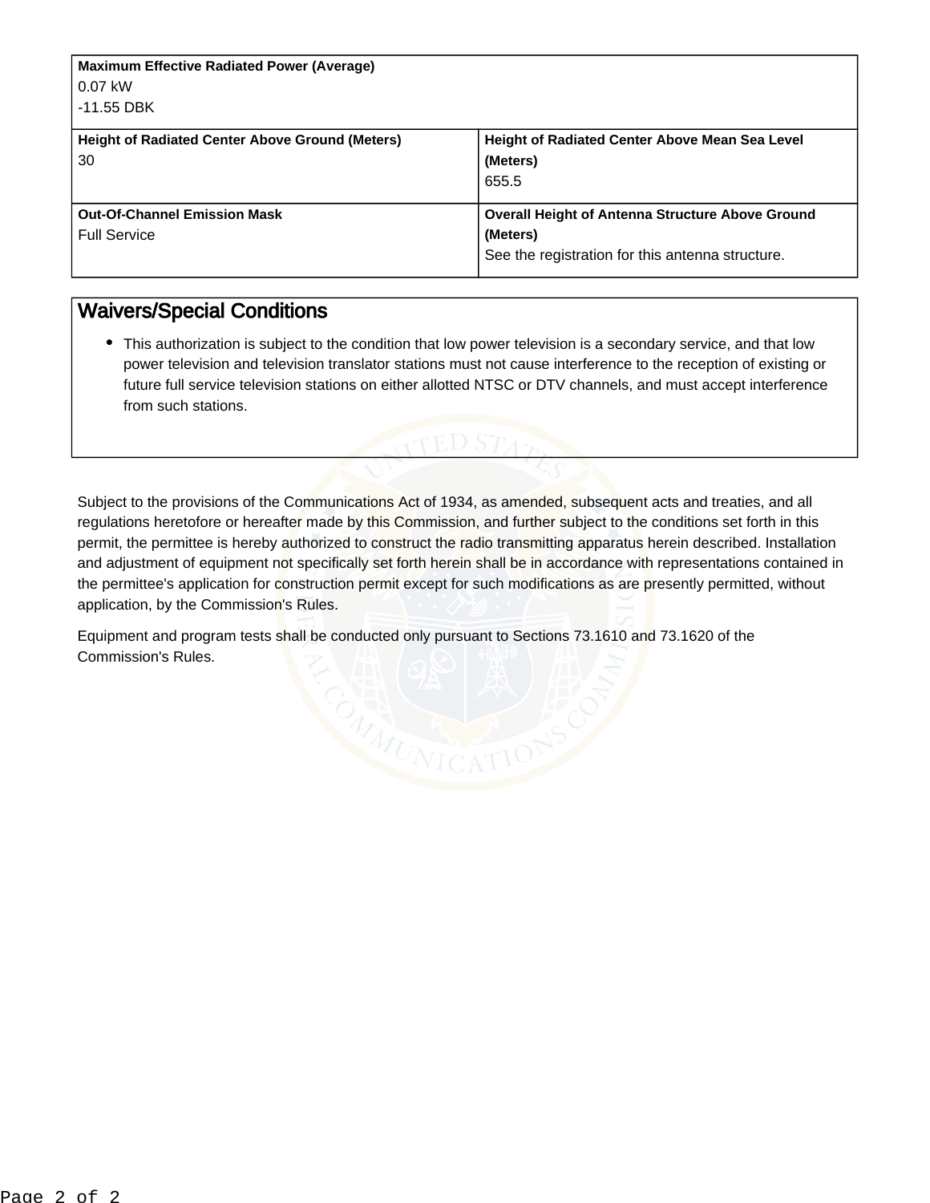| | |
|---|---|
| **Maximum Effective Radiated Power (Average)**<br>0.07 kW<br>-11.55 DBK | |
| **Height of Radiated Center Above Ground (Meters)**<br>30 | **Height of Radiated Center Above Mean Sea Level (Meters)**<br>655.5 |
| **Out-Of-Channel Emission Mask**<br>Full Service | **Overall Height of Antenna Structure Above Ground (Meters)**<br>See the registration for this antenna structure. |

## Waivers/Special Conditions

- This authorization is subject to the condition that low power television is a secondary service, and that low power television and television translator stations must not cause interference to the reception of existing or future full service television stations on either allotted NTSC or DTV channels, and must accept interference from such stations.

Subject to the provisions of the Communications Act of 1934, as amended, subsequent acts and treaties, and all regulations heretofore or hereafter made by this Commission, and further subject to the conditions set forth in this permit, the permittee is hereby authorized to construct the radio transmitting apparatus herein described. Installation and adjustment of equipment not specifically set forth herein shall be in accordance with representations contained in the permittee's application for construction permit except for such modifications as are presently permitted, without application, by the Commission's Rules.

Equipment and program tests shall be conducted only pursuant to Sections 73.1610 and 73.1620 of the Commission's Rules.